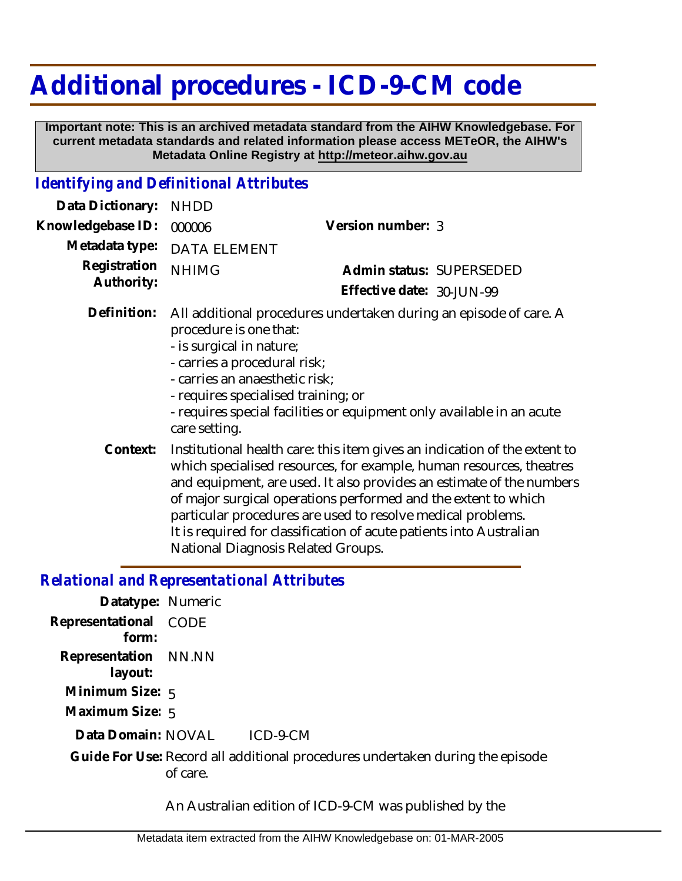# Additional procedures - ICD-9-CM code

**Important note: This is an archived metadata standard from the AIHW Knowledgebase. For current metadata standards and related information please access METeOR, the AIHW's Metadata Online Registry at http://meteor.aihw.gov.au**

## *Identifying and Definitional Attributes*

**Data Dictionary:** NHDD

**Knowledgebase ID:** 000006 **Version number:** 3

**Metadata type:** DATA ELEMENT

**Registration Authority:** NHIMG

**Admin status:** SUPERSEDED

**Effective date:** 30-JUN-99

**Definition:** All additional procedures undertaken during an episode of care. A procedure is one that:
- is surgical in nature;
- carries a procedural risk;
- carries an anaesthetic risk;
- requires specialised training; or
- requires special facilities or equipment only available in an acute care setting.

**Context:** Institutional health care: this item gives an indication of the extent to which specialised resources, for example, human resources, theatres and equipment, are used. It also provides an estimate of the numbers of major surgical operations performed and the extent to which particular procedures are used to resolve medical problems.
It is required for classification of acute patients into Australian National Diagnosis Related Groups.

## *Relational and Representational Attributes*

**Datatype:** Numeric

**Representational form:** CODE

**Representation layout:** NN.NN

**Minimum Size:** 5

**Maximum Size:** 5

**Data Domain:** NOVAL ICD-9-CM

**Guide For Use:** Record all additional procedures undertaken during the episode of care.

An Australian edition of ICD-9-CM was published by the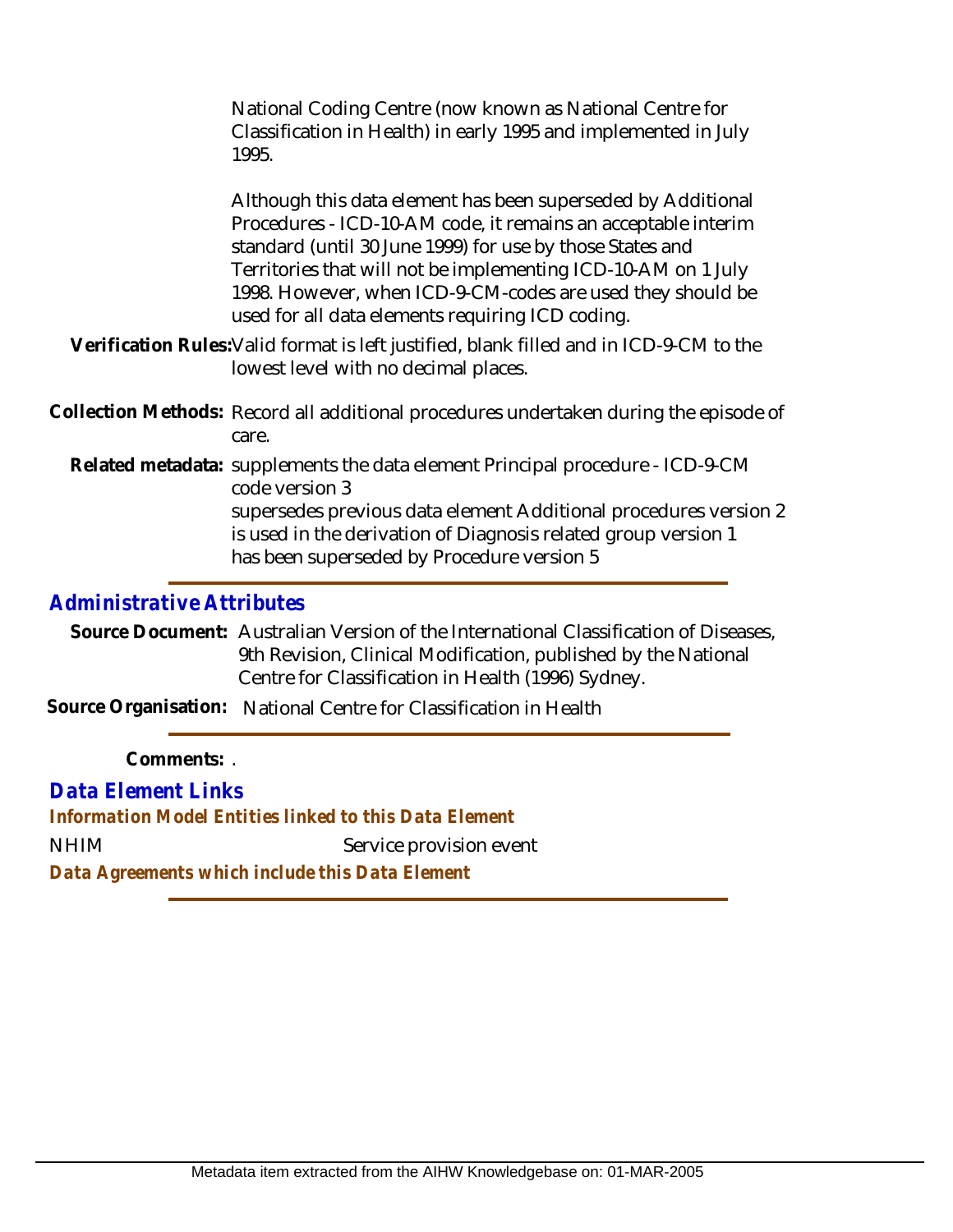National Coding Centre (now known as National Centre for Classification in Health) in early 1995 and implemented in July 1995.

Although this data element has been superseded by Additional Procedures - ICD-10-AM code, it remains an acceptable interim standard (until 30 June 1999) for use by those States and Territories that will not be implementing ICD-10-AM on 1 July 1998. However, when ICD-9-CM-codes are used they should be used for all data elements requiring ICD coding.

**Verification Rules:** Valid format is left justified, blank filled and in ICD-9-CM to the lowest level with no decimal places.

**Collection Methods:** Record all additional procedures undertaken during the episode of care.

**Related metadata:** supplements the data element Principal procedure - ICD-9-CM code version 3
supersedes previous data element Additional procedures version 2
is used in the derivation of Diagnosis related group version 1
has been superseded by Procedure version 5

## Administrative Attributes

**Source Document:** Australian Version of the International Classification of Diseases, 9th Revision, Clinical Modification, published by the National Centre for Classification in Health (1996) Sydney.

**Source Organisation:** National Centre for Classification in Health

**Comments:** .

## Data Element Links

### Information Model Entities linked to this Data Element

NHIM Service provision event

### Data Agreements which include this Data Element

Metadata item extracted from the AIHW Knowledgebase on: 01-MAR-2005